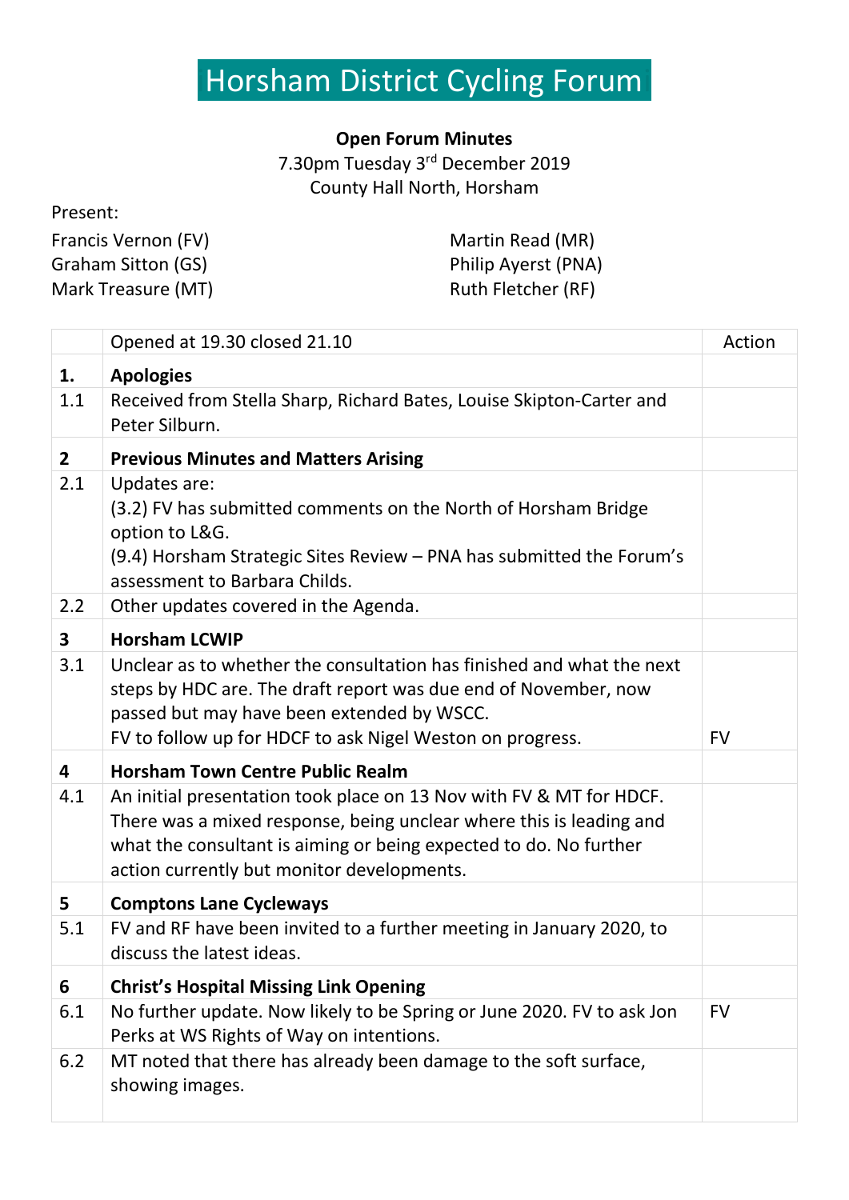# Horsham District Cycling Forum

**Open Forum Minutes**
7.30pm Tuesday 3rd December 2019
County Hall North, Horsham

Present:

Francis Vernon (FV)
Graham Sitton (GS)
Mark Treasure (MT)
Martin Read (MR)
Philip Ayerst (PNA)
Ruth Fletcher (RF)

| | Opened at 19.30 closed 21.10 | Action |
|---|---|---|
| **1.** | **Apologies** | |
| 1.1 | Received from Stella Sharp, Richard Bates, Louise Skipton-Carter and Peter Silburn. | |
| **2** | **Previous Minutes and Matters Arising** | |
| 2.1 | Updates are:<br>(3.2) FV has submitted comments on the North of Horsham Bridge option to L&G.<br>(9.4) Horsham Strategic Sites Review – PNA has submitted the Forum's assessment to Barbara Childs. | |
| 2.2 | Other updates covered in the Agenda. | |
| **3** | **Horsham LCWIP** | |
| 3.1 | Unclear as to whether the consultation has finished and what the next steps by HDC are. The draft report was due end of November, now passed but may have been extended by WSCC.<br>FV to follow up for HDCF to ask Nigel Weston on progress. | FV |
| **4** | **Horsham Town Centre Public Realm** | |
| 4.1 | An initial presentation took place on 13 Nov with FV & MT for HDCF. There was a mixed response, being unclear where this is leading and what the consultant is aiming or being expected to do. No further action currently but monitor developments. | |
| **5** | **Comptons Lane Cycleways** | |
| 5.1 | FV and RF have been invited to a further meeting in January 2020, to discuss the latest ideas. | |
| **6** | **Christ's Hospital Missing Link Opening** | |
| 6.1 | No further update. Now likely to be Spring or June 2020. FV to ask Jon Perks at WS Rights of Way on intentions. | FV |
| 6.2 | MT noted that there has already been damage to the soft surface, showing images. | |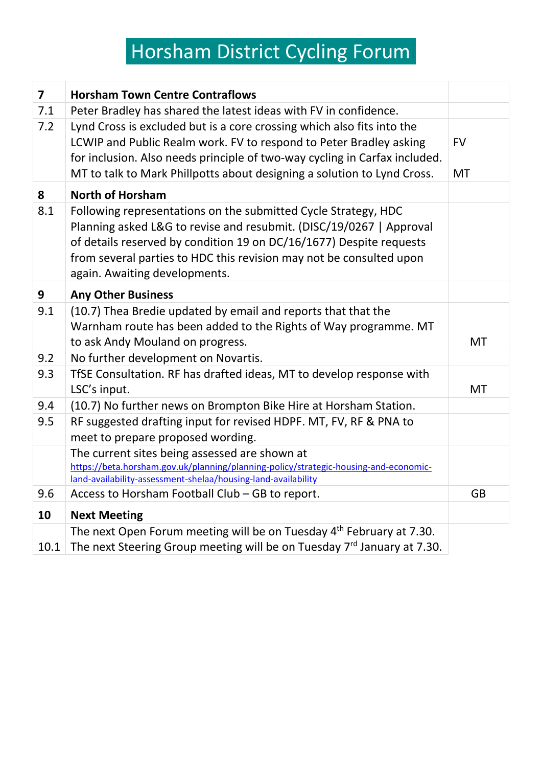# Horsham District Cycling Forum

| | | |
|---|---|---|
| **7** | **Horsham Town Centre Contraflows** | |
| 7.1 | Peter Bradley has shared the latest ideas with FV in confidence. | |
| 7.2 | Lynd Cross is excluded but is a core crossing which also fits into the LCWIP and Public Realm work. FV to respond to Peter Bradley asking for inclusion. Also needs principle of two-way cycling in Carfax included. MT to talk to Mark Phillpotts about designing a solution to Lynd Cross. | FV<br><br>MT |
| **8** | **North of Horsham** | |
| 8.1 | Following representations on the submitted Cycle Strategy, HDC Planning asked L&G to revise and resubmit. (DISC/19/0267 \| Approval of details reserved by condition 19 on DC/16/1677) Despite requests from several parties to HDC this revision may not be consulted upon again. Awaiting developments. | |
| **9** | **Any Other Business** | |
| 9.1 | (10.7) Thea Bredie updated by email and reports that that the Warnham route has been added to the Rights of Way programme. MT to ask Andy Mouland on progress. | MT |
| 9.2 | No further development on Novartis. | |
| 9.3 | TfSE Consultation. RF has drafted ideas, MT to develop response with LSC's input. | MT |
| 9.4 | (10.7) No further news on Brompton Bike Hire at Horsham Station. | |
| 9.5 | RF suggested drafting input for revised HDPF. MT, FV, RF & PNA to meet to prepare proposed wording. | |
| | The current sites being assessed are shown at https://beta.horsham.gov.uk/planning/planning-policy/strategic-housing-and-economic-land-availability-assessment-shelaa/housing-land-availability | |
| 9.6 | Access to Horsham Football Club – GB to report. | GB |
| **10** | **Next Meeting** | |
| 10.1 | The next Open Forum meeting will be on Tuesday 4th February at 7.30.<br>The next Steering Group meeting will be on Tuesday 7rd January at 7.30. | |